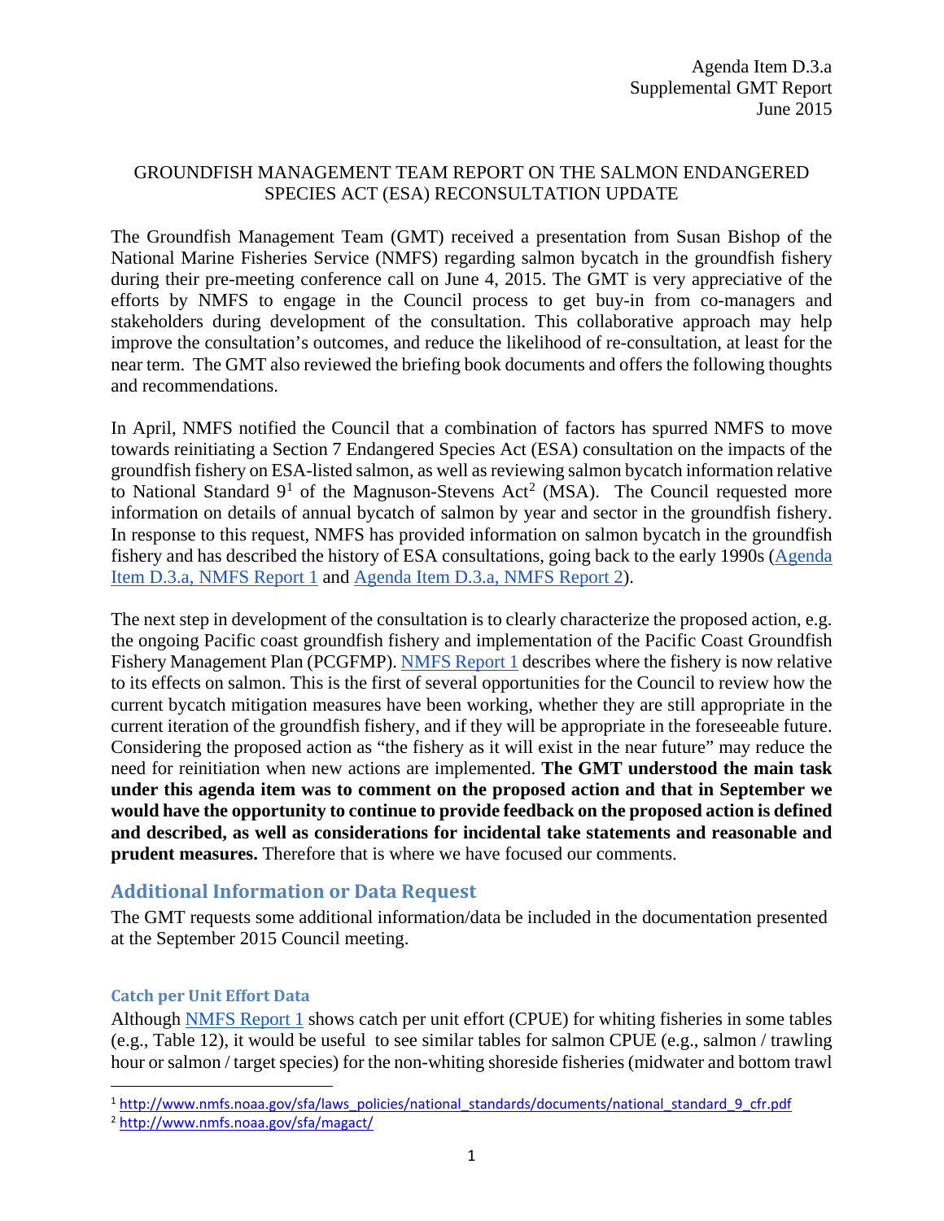Agenda Item D.3.a
Supplemental GMT Report
June 2015

GROUNDFISH MANAGEMENT TEAM REPORT ON THE SALMON ENDANGERED SPECIES ACT (ESA) RECONSULTATION UPDATE

The Groundfish Management Team (GMT) received a presentation from Susan Bishop of the National Marine Fisheries Service (NMFS) regarding salmon bycatch in the groundfish fishery during their pre-meeting conference call on June 4, 2015. The GMT is very appreciative of the efforts by NMFS to engage in the Council process to get buy-in from co-managers and stakeholders during development of the consultation. This collaborative approach may help improve the consultation's outcomes, and reduce the likelihood of re-consultation, at least for the near term. The GMT also reviewed the briefing book documents and offers the following thoughts and recommendations.

In April, NMFS notified the Council that a combination of factors has spurred NMFS to move towards reinitiating a Section 7 Endangered Species Act (ESA) consultation on the impacts of the groundfish fishery on ESA-listed salmon, as well as reviewing salmon bycatch information relative to National Standard 9[1] of the Magnuson-Stevens Act[2] (MSA). The Council requested more information on details of annual bycatch of salmon by year and sector in the groundfish fishery. In response to this request, NMFS has provided information on salmon bycatch in the groundfish fishery and has described the history of ESA consultations, going back to the early 1990s (Agenda Item D.3.a, NMFS Report 1 and Agenda Item D.3.a, NMFS Report 2).

The next step in development of the consultation is to clearly characterize the proposed action, e.g. the ongoing Pacific coast groundfish fishery and implementation of the Pacific Coast Groundfish Fishery Management Plan (PCGFMP). NMFS Report 1 describes where the fishery is now relative to its effects on salmon. This is the first of several opportunities for the Council to review how the current bycatch mitigation measures have been working, whether they are still appropriate in the current iteration of the groundfish fishery, and if they will be appropriate in the foreseeable future. Considering the proposed action as "the fishery as it will exist in the near future" may reduce the need for reinitiation when new actions are implemented. **The GMT understood the main task under this agenda item was to comment on the proposed action and that in September we would have the opportunity to continue to provide feedback on the proposed action is defined and described, as well as considerations for incidental take statements and reasonable and prudent measures.** Therefore that is where we have focused our comments.

## Additional Information or Data Request

The GMT requests some additional information/data be included in the documentation presented at the September 2015 Council meeting.

### Catch per Unit Effort Data

Although NMFS Report 1 shows catch per unit effort (CPUE) for whiting fisheries in some tables (e.g., Table 12), it would be useful to see similar tables for salmon CPUE (e.g., salmon / trawling hour or salmon / target species) for the non-whiting shoreside fisheries (midwater and bottom trawl

[1] http://www.nmfs.noaa.gov/sfa/laws_policies/national_standards/documents/national_standard_9_cfr.pdf

[2] http://www.nmfs.noaa.gov/sfa/magact/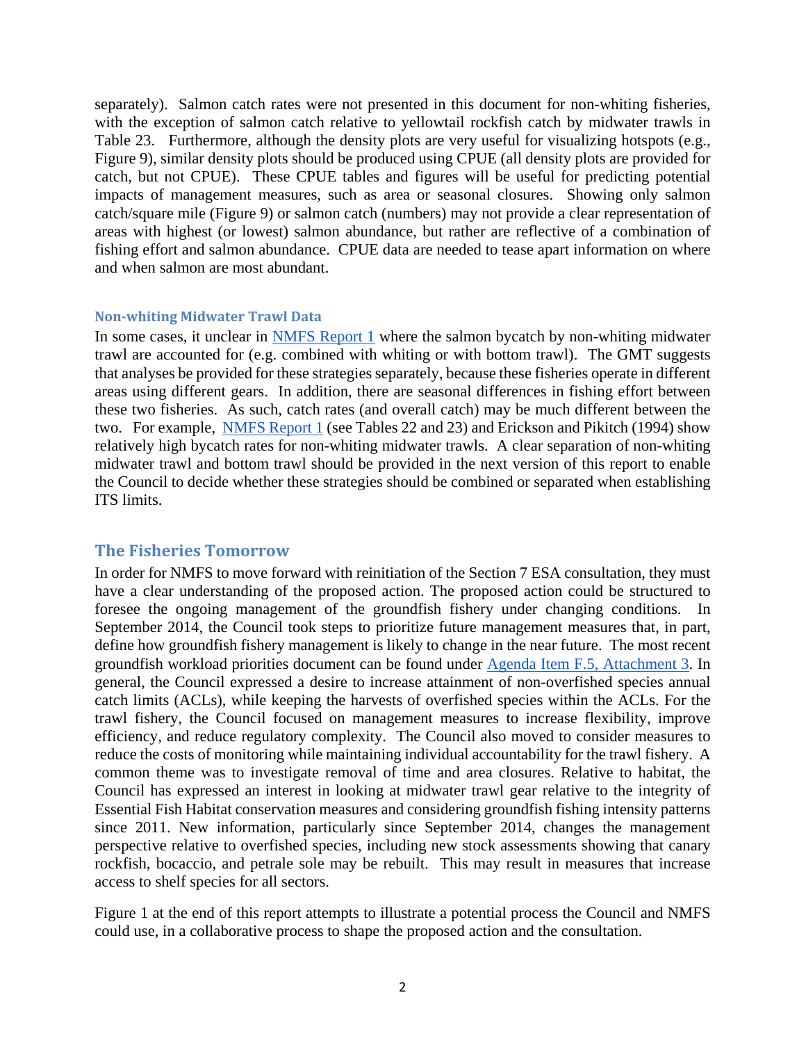separately). Salmon catch rates were not presented in this document for non-whiting fisheries, with the exception of salmon catch relative to yellowtail rockfish catch by midwater trawls in Table 23. Furthermore, although the density plots are very useful for visualizing hotspots (e.g., Figure 9), similar density plots should be produced using CPUE (all density plots are provided for catch, but not CPUE). These CPUE tables and figures will be useful for predicting potential impacts of management measures, such as area or seasonal closures. Showing only salmon catch/square mile (Figure 9) or salmon catch (numbers) may not provide a clear representation of areas with highest (or lowest) salmon abundance, but rather are reflective of a combination of fishing effort and salmon abundance. CPUE data are needed to tease apart information on where and when salmon are most abundant.

### Non-whiting Midwater Trawl Data

In some cases, it unclear in NMFS Report 1 where the salmon bycatch by non-whiting midwater trawl are accounted for (e.g. combined with whiting or with bottom trawl). The GMT suggests that analyses be provided for these strategies separately, because these fisheries operate in different areas using different gears. In addition, there are seasonal differences in fishing effort between these two fisheries. As such, catch rates (and overall catch) may be much different between the two. For example, NMFS Report 1 (see Tables 22 and 23) and Erickson and Pikitch (1994) show relatively high bycatch rates for non-whiting midwater trawls. A clear separation of non-whiting midwater trawl and bottom trawl should be provided in the next version of this report to enable the Council to decide whether these strategies should be combined or separated when establishing ITS limits.

## The Fisheries Tomorrow

In order for NMFS to move forward with reinitiation of the Section 7 ESA consultation, they must have a clear understanding of the proposed action. The proposed action could be structured to foresee the ongoing management of the groundfish fishery under changing conditions. In September 2014, the Council took steps to prioritize future management measures that, in part, define how groundfish fishery management is likely to change in the near future. The most recent groundfish workload priorities document can be found under Agenda Item F.5, Attachment 3. In general, the Council expressed a desire to increase attainment of non-overfished species annual catch limits (ACLs), while keeping the harvests of overfished species within the ACLs. For the trawl fishery, the Council focused on management measures to increase flexibility, improve efficiency, and reduce regulatory complexity. The Council also moved to consider measures to reduce the costs of monitoring while maintaining individual accountability for the trawl fishery. A common theme was to investigate removal of time and area closures. Relative to habitat, the Council has expressed an interest in looking at midwater trawl gear relative to the integrity of Essential Fish Habitat conservation measures and considering groundfish fishing intensity patterns since 2011. New information, particularly since September 2014, changes the management perspective relative to overfished species, including new stock assessments showing that canary rockfish, bocaccio, and petrale sole may be rebuilt. This may result in measures that increase access to shelf species for all sectors.

Figure 1 at the end of this report attempts to illustrate a potential process the Council and NMFS could use, in a collaborative process to shape the proposed action and the consultation.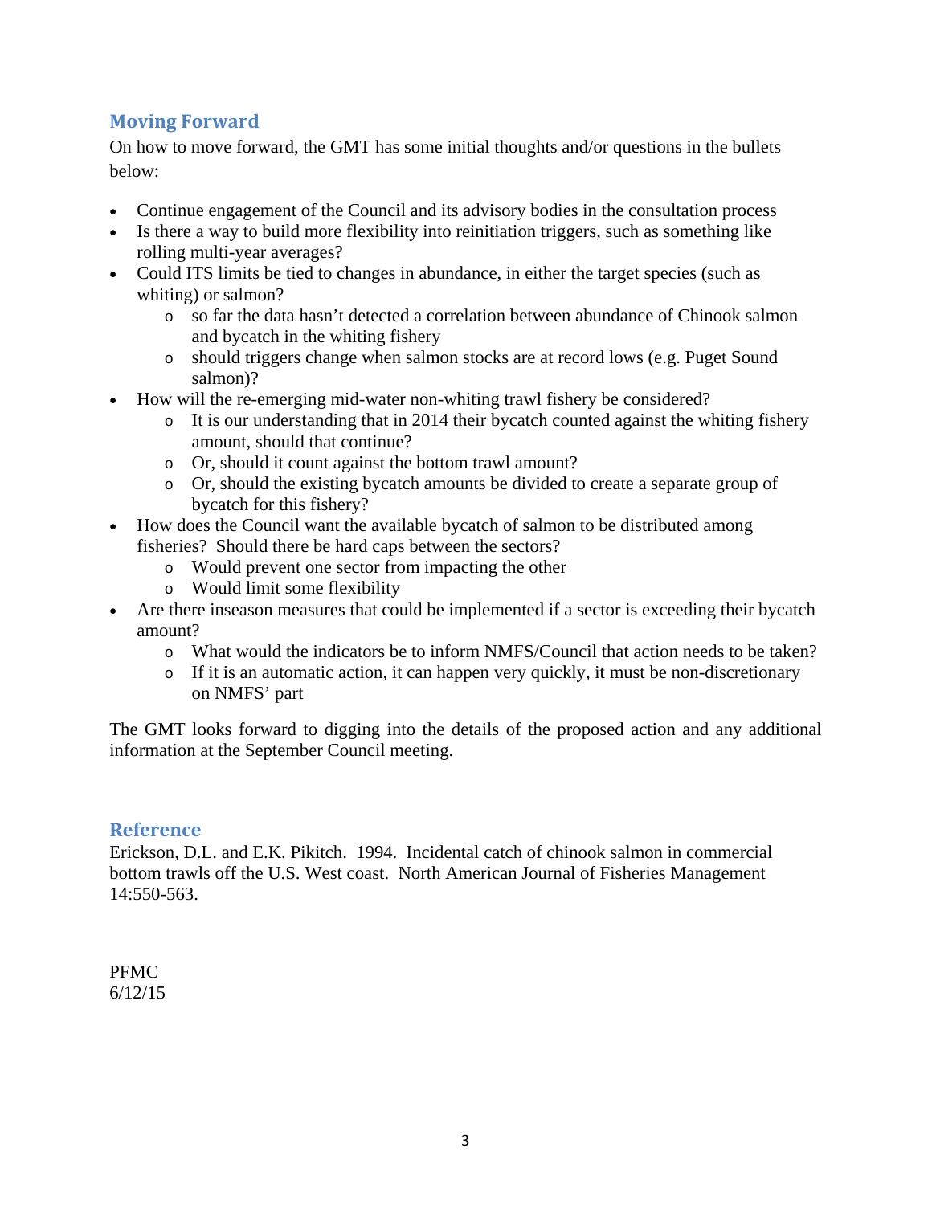## Moving Forward

On how to move forward, the GMT has some initial thoughts and/or questions in the bullets below:

- Continue engagement of the Council and its advisory bodies in the consultation process
- Is there a way to build more flexibility into reinitiation triggers, such as something like rolling multi-year averages?
- Could ITS limits be tied to changes in abundance, in either the target species (such as whiting) or salmon?
  - so far the data hasn't detected a correlation between abundance of Chinook salmon and bycatch in the whiting fishery
  - should triggers change when salmon stocks are at record lows (e.g. Puget Sound salmon)?
- How will the re-emerging mid-water non-whiting trawl fishery be considered?
  - It is our understanding that in 2014 their bycatch counted against the whiting fishery amount, should that continue?
  - Or, should it count against the bottom trawl amount?
  - Or, should the existing bycatch amounts be divided to create a separate group of bycatch for this fishery?
- How does the Council want the available bycatch of salmon to be distributed among fisheries? Should there be hard caps between the sectors?
  - Would prevent one sector from impacting the other
  - Would limit some flexibility
- Are there inseason measures that could be implemented if a sector is exceeding their bycatch amount?
  - What would the indicators be to inform NMFS/Council that action needs to be taken?
  - If it is an automatic action, it can happen very quickly, it must be non-discretionary on NMFS' part

The GMT looks forward to digging into the details of the proposed action and any additional information at the September Council meeting.

## Reference

Erickson, D.L. and E.K. Pikitch. 1994. Incidental catch of chinook salmon in commercial bottom trawls off the U.S. West coast. North American Journal of Fisheries Management 14:550-563.

PFMC
6/12/15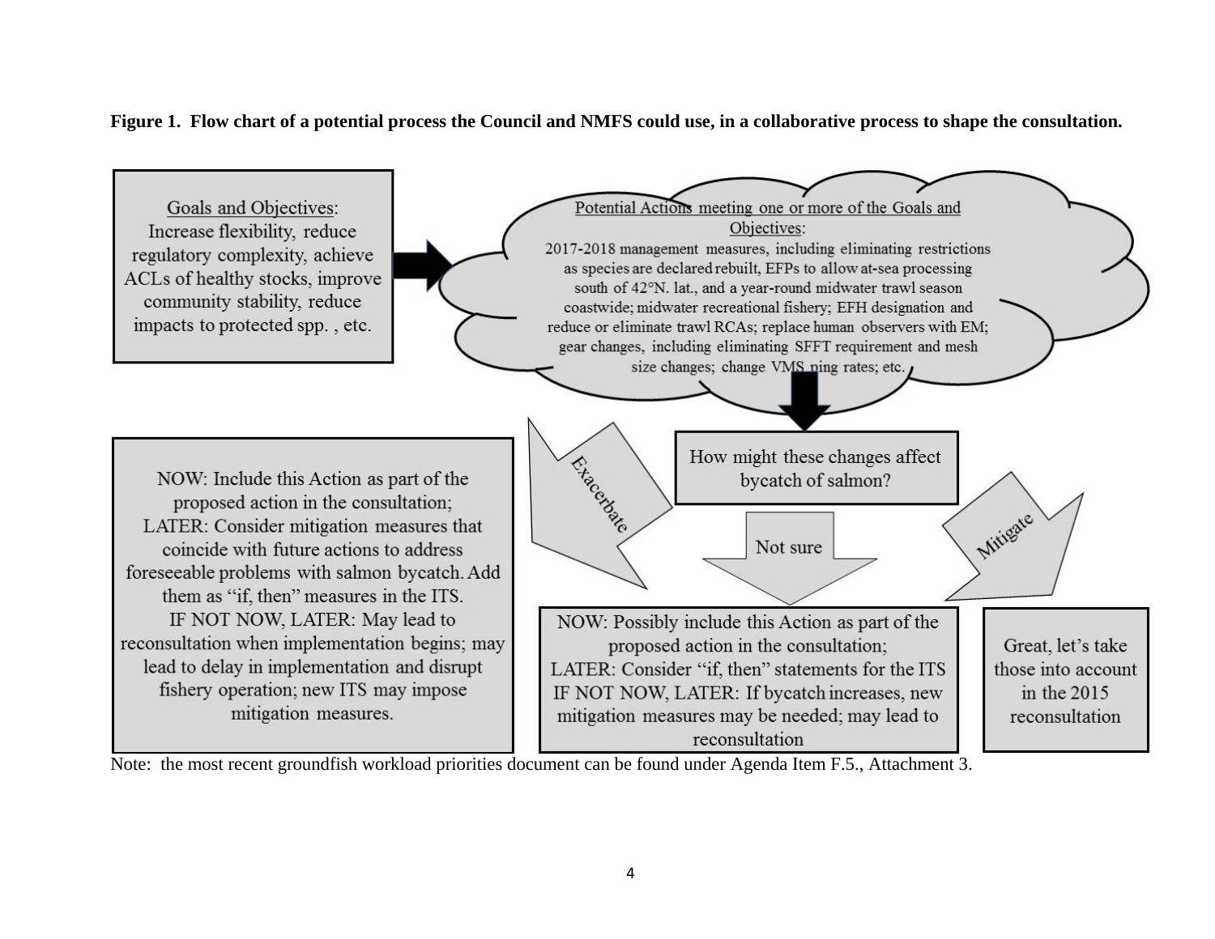**Figure 1. Flow chart of a potential process the Council and NMFS could use, in a collaborative process to shape the consultation.**

Goals and Objectives:
Increase flexibility, reduce regulatory complexity, achieve ACLs of healthy stocks, improve community stability, reduce impacts to protected spp. , etc.

Potential Actions meeting one or more of the Goals and Objectives:
2017-2018 management measures, including eliminating restrictions as species are declared rebuilt, EFPs to allow at-sea processing south of 42°N. lat., and a year-round midwater trawl season coastwide; midwater recreational fishery; EFH designation and reduce or eliminate trawl RCAs; replace human observers with EM; gear changes, including eliminating SFFT requirement and mesh size changes; change VMS ping rates; etc.

How might these changes affect bycatch of salmon?

Exacerbate

Not sure

Mitigate

NOW: Include this Action as part of the proposed action in the consultation;
LATER: Consider mitigation measures that coincide with future actions to address foreseeable problems with salmon bycatch. Add them as "if, then" measures in the ITS.
IF NOT NOW, LATER: May lead to reconsultation when implementation begins; may lead to delay in implementation and disrupt fishery operation; new ITS may impose mitigation measures.

NOW: Possibly include this Action as part of the proposed action in the consultation;
LATER: Consider "if, then" statements for the ITS
IF NOT NOW, LATER: If bycatch increases, new mitigation measures may be needed; may lead to reconsultation

Great, let's take those into account in the 2015 reconsultation

Note: the most recent groundfish workload priorities document can be found under Agenda Item F.5., Attachment 3.